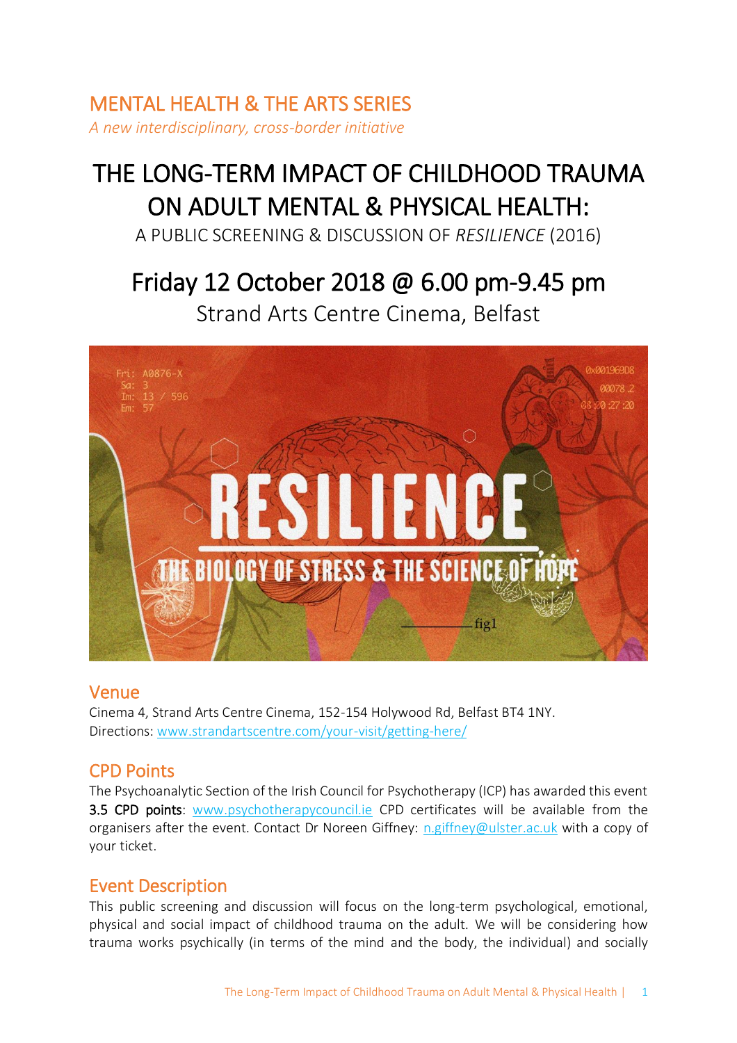## MENTAL HEALTH & THE ARTS SERIES

*A new interdisciplinary, cross-border initiative*

# THE LONG-TERM IMPACT OF CHILDHOOD TRAUMA ON ADULT MENTAL & PHYSICAL HEALTH:

A PUBLIC SCREENING & DISCUSSION OF *RESILIENCE* (2016)

## Friday 12 October 2018 @ 6.00 pm-9.45 pm

Strand Arts Centre Cinema, Belfast

## Venue

Cinema 4, Strand Arts Centre Cinema, 152-154 Holywood Rd, Belfast BT4 1NY.
Directions: www.strandartscentre.com/your-visit/getting-here/

## CPD Points

The Psychoanalytic Section of the Irish Council for Psychotherapy (ICP) has awarded this event **3.5 CPD points**: www.psychotherapycouncil.ie CPD certificates will be available from the organisers after the event. Contact Dr Noreen Giffney: n.giffney@ulster.ac.uk with a copy of your ticket.

## Event Description

This public screening and discussion will focus on the long-term psychological, emotional, physical and social impact of childhood trauma on the adult. We will be considering how trauma works psychically (in terms of the mind and the body, the individual) and socially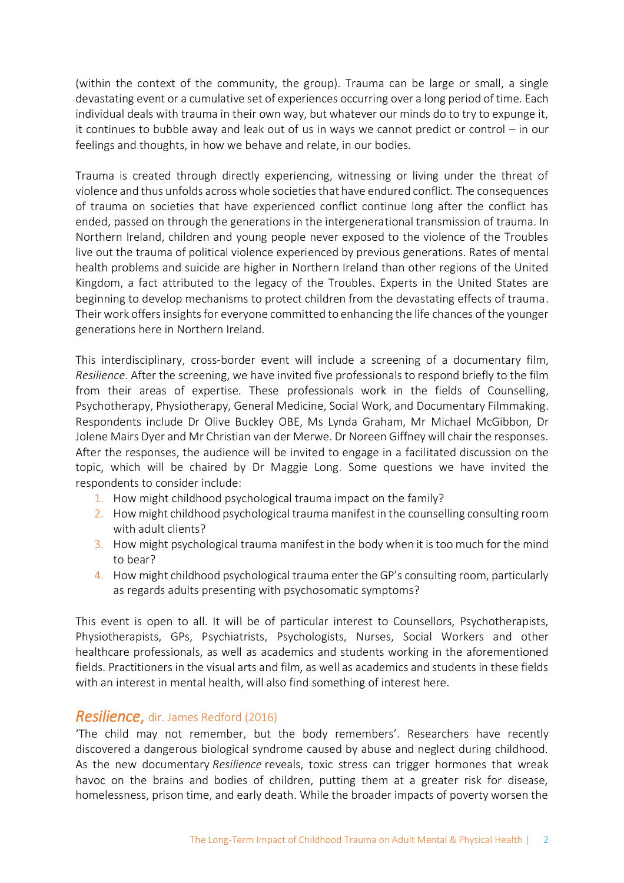(within the context of the community, the group). Trauma can be large or small, a single devastating event or a cumulative set of experiences occurring over a long period of time. Each individual deals with trauma in their own way, but whatever our minds do to try to expunge it, it continues to bubble away and leak out of us in ways we cannot predict or control – in our feelings and thoughts, in how we behave and relate, in our bodies.

Trauma is created through directly experiencing, witnessing or living under the threat of violence and thus unfolds across whole societies that have endured conflict. The consequences of trauma on societies that have experienced conflict continue long after the conflict has ended, passed on through the generations in the intergenerational transmission of trauma. In Northern Ireland, children and young people never exposed to the violence of the Troubles live out the trauma of political violence experienced by previous generations. Rates of mental health problems and suicide are higher in Northern Ireland than other regions of the United Kingdom, a fact attributed to the legacy of the Troubles. Experts in the United States are beginning to develop mechanisms to protect children from the devastating effects of trauma. Their work offers insights for everyone committed to enhancing the life chances of the younger generations here in Northern Ireland.

This interdisciplinary, cross-border event will include a screening of a documentary film, *Resilience*. After the screening, we have invited five professionals to respond briefly to the film from their areas of expertise. These professionals work in the fields of Counselling, Psychotherapy, Physiotherapy, General Medicine, Social Work, and Documentary Filmmaking. Respondents include Dr Olive Buckley OBE, Ms Lynda Graham, Mr Michael McGibbon, Dr Jolene Mairs Dyer and Mr Christian van der Merwe. Dr Noreen Giffney will chair the responses. After the responses, the audience will be invited to engage in a facilitated discussion on the topic, which will be chaired by Dr Maggie Long. Some questions we have invited the respondents to consider include:

1. How might childhood psychological trauma impact on the family?
2. How might childhood psychological trauma manifest in the counselling consulting room with adult clients?
3. How might psychological trauma manifest in the body when it is too much for the mind to bear?
4. How might childhood psychological trauma enter the GP's consulting room, particularly as regards adults presenting with psychosomatic symptoms?

This event is open to all. It will be of particular interest to Counsellors, Psychotherapists, Physiotherapists, GPs, Psychiatrists, Psychologists, Nurses, Social Workers and other healthcare professionals, as well as academics and students working in the aforementioned fields. Practitioners in the visual arts and film, as well as academics and students in these fields with an interest in mental health, will also find something of interest here.

## *Resilience*, dir. James Redford (2016)

'The child may not remember, but the body remembers'. Researchers have recently discovered a dangerous biological syndrome caused by abuse and neglect during childhood. As the new documentary *Resilience* reveals, toxic stress can trigger hormones that wreak havoc on the brains and bodies of children, putting them at a greater risk for disease, homelessness, prison time, and early death. While the broader impacts of poverty worsen the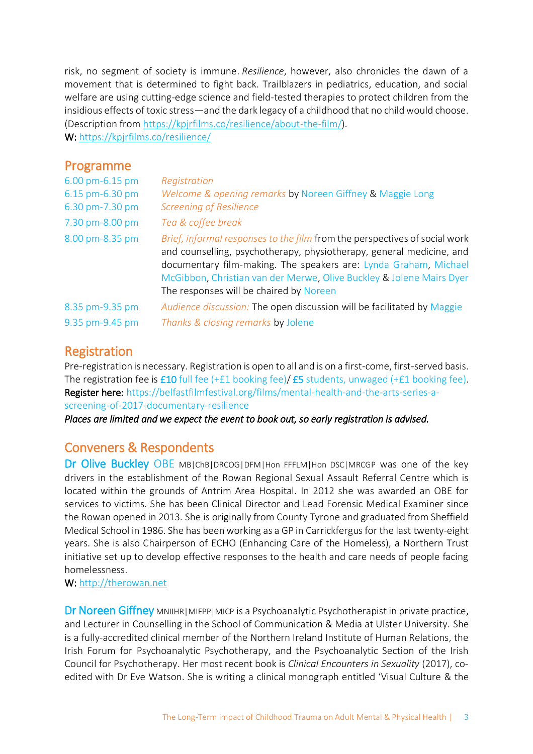risk, no segment of society is immune. *Resilience*, however, also chronicles the dawn of a movement that is determined to fight back. Trailblazers in pediatrics, education, and social welfare are using cutting-edge science and field-tested therapies to protect children from the insidious effects of toxic stress—and the dark legacy of a childhood that no child would choose. (Description from https://kpjrfilms.co/resilience/about-the-film/).

**W:** https://kpjrfilms.co/resilience/

## Programme

| | |
|---|---|
| 6.00 pm-6.15 pm | *Registration* |
| 6.15 pm-6.30 pm | *Welcome & opening remarks* by Noreen Giffney & Maggie Long |
| 6.30 pm-7.30 pm | *Screening of Resilience* |
| 7.30 pm-8.00 pm | *Tea & coffee break* |
| 8.00 pm-8.35 pm | *Brief, informal responses to the film* from the perspectives of social work and counselling, psychotherapy, physiotherapy, general medicine, and documentary film-making. The speakers are: Lynda Graham, Michael McGibbon, Christian van der Merwe, Olive Buckley & Jolene Mairs Dyer The responses will be chaired by Noreen |
| 8.35 pm-9.35 pm | *Audience discussion:* The open discussion will be facilitated by Maggie |
| 9.35 pm-9.45 pm | *Thanks & closing remarks* by Jolene |

## Registration

Pre-registration is necessary. Registration is open to all and is on a first-come, first-served basis. The registration fee is **£10** full fee (+£1 booking fee)/ **£5** students, unwaged (+£1 booking fee).

**Register here:** https://belfastfilmfestival.org/films/mental-health-and-the-arts-series-a-screening-of-2017-documentary-resilience

***Places are limited and we expect the event to book out, so early registration is advised.***

## Conveners & Respondents

**Dr Olive Buckley** OBE MB|ChB|DRCOG|DFM|Hon FFFLM|Hon DSC|MRCGP was one of the key drivers in the establishment of the Rowan Regional Sexual Assault Referral Centre which is located within the grounds of Antrim Area Hospital. In 2012 she was awarded an OBE for services to victims. She has been Clinical Director and Lead Forensic Medical Examiner since the Rowan opened in 2013. She is originally from County Tyrone and graduated from Sheffield Medical School in 1986. She has been working as a GP in Carrickfergus for the last twenty-eight years. She is also Chairperson of ECHO (Enhancing Care of the Homeless), a Northern Trust initiative set up to develop effective responses to the health and care needs of people facing homelessness.

**W:** http://therowan.net

**Dr Noreen Giffney** MNIIHR|MIFPP|MICP is a Psychoanalytic Psychotherapist in private practice, and Lecturer in Counselling in the School of Communication & Media at Ulster University. She is a fully-accredited clinical member of the Northern Ireland Institute of Human Relations, the Irish Forum for Psychoanalytic Psychotherapy, and the Psychoanalytic Section of the Irish Council for Psychotherapy. Her most recent book is *Clinical Encounters in Sexuality* (2017), co-edited with Dr Eve Watson. She is writing a clinical monograph entitled 'Visual Culture & the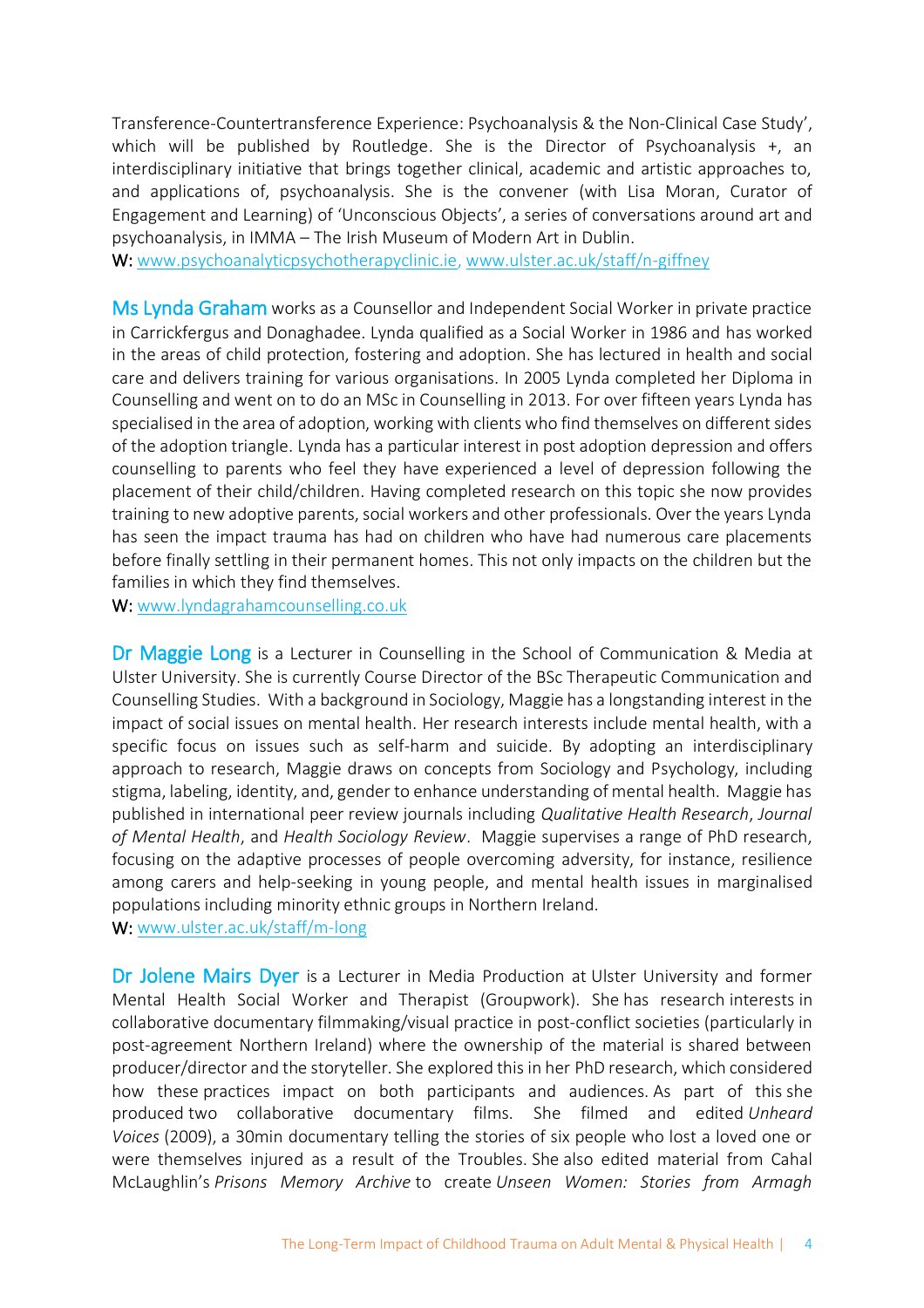Transference-Countertransference Experience: Psychoanalysis & the Non-Clinical Case Study', which will be published by Routledge. She is the Director of Psychoanalysis +, an interdisciplinary initiative that brings together clinical, academic and artistic approaches to, and applications of, psychoanalysis. She is the convener (with Lisa Moran, Curator of Engagement and Learning) of 'Unconscious Objects', a series of conversations around art and psychoanalysis, in IMMA – The Irish Museum of Modern Art in Dublin.

**W:** www.psychoanalyticpsychotherapyclinic.ie, www.ulster.ac.uk/staff/n-giffney

**Ms Lynda Graham** works as a Counsellor and Independent Social Worker in private practice in Carrickfergus and Donaghadee. Lynda qualified as a Social Worker in 1986 and has worked in the areas of child protection, fostering and adoption. She has lectured in health and social care and delivers training for various organisations. In 2005 Lynda completed her Diploma in Counselling and went on to do an MSc in Counselling in 2013. For over fifteen years Lynda has specialised in the area of adoption, working with clients who find themselves on different sides of the adoption triangle. Lynda has a particular interest in post adoption depression and offers counselling to parents who feel they have experienced a level of depression following the placement of their child/children. Having completed research on this topic she now provides training to new adoptive parents, social workers and other professionals. Over the years Lynda has seen the impact trauma has had on children who have had numerous care placements before finally settling in their permanent homes. This not only impacts on the children but the families in which they find themselves.

**W:** www.lyndagrahamcounselling.co.uk

**Dr Maggie Long** is a Lecturer in Counselling in the School of Communication & Media at Ulster University. She is currently Course Director of the BSc Therapeutic Communication and Counselling Studies. With a background in Sociology, Maggie has a longstanding interest in the impact of social issues on mental health. Her research interests include mental health, with a specific focus on issues such as self-harm and suicide. By adopting an interdisciplinary approach to research, Maggie draws on concepts from Sociology and Psychology, including stigma, labeling, identity, and, gender to enhance understanding of mental health. Maggie has published in international peer review journals including *Qualitative Health Research*, *Journal of Mental Health*, and *Health Sociology Review*. Maggie supervises a range of PhD research, focusing on the adaptive processes of people overcoming adversity, for instance, resilience among carers and help-seeking in young people, and mental health issues in marginalised populations including minority ethnic groups in Northern Ireland.

**W:** www.ulster.ac.uk/staff/m-long

**Dr Jolene Mairs Dyer** is a Lecturer in Media Production at Ulster University and former Mental Health Social Worker and Therapist (Groupwork). She has research interests in collaborative documentary filmmaking/visual practice in post-conflict societies (particularly in post-agreement Northern Ireland) where the ownership of the material is shared between producer/director and the storyteller. She explored this in her PhD research, which considered how these practices impact on both participants and audiences. As part of this she produced two collaborative documentary films. She filmed and edited *Unheard Voices* (2009), a 30min documentary telling the stories of six people who lost a loved one or were themselves injured as a result of the Troubles. She also edited material from Cahal McLaughlin's *Prisons Memory Archive* to create *Unseen Women: Stories from Armagh*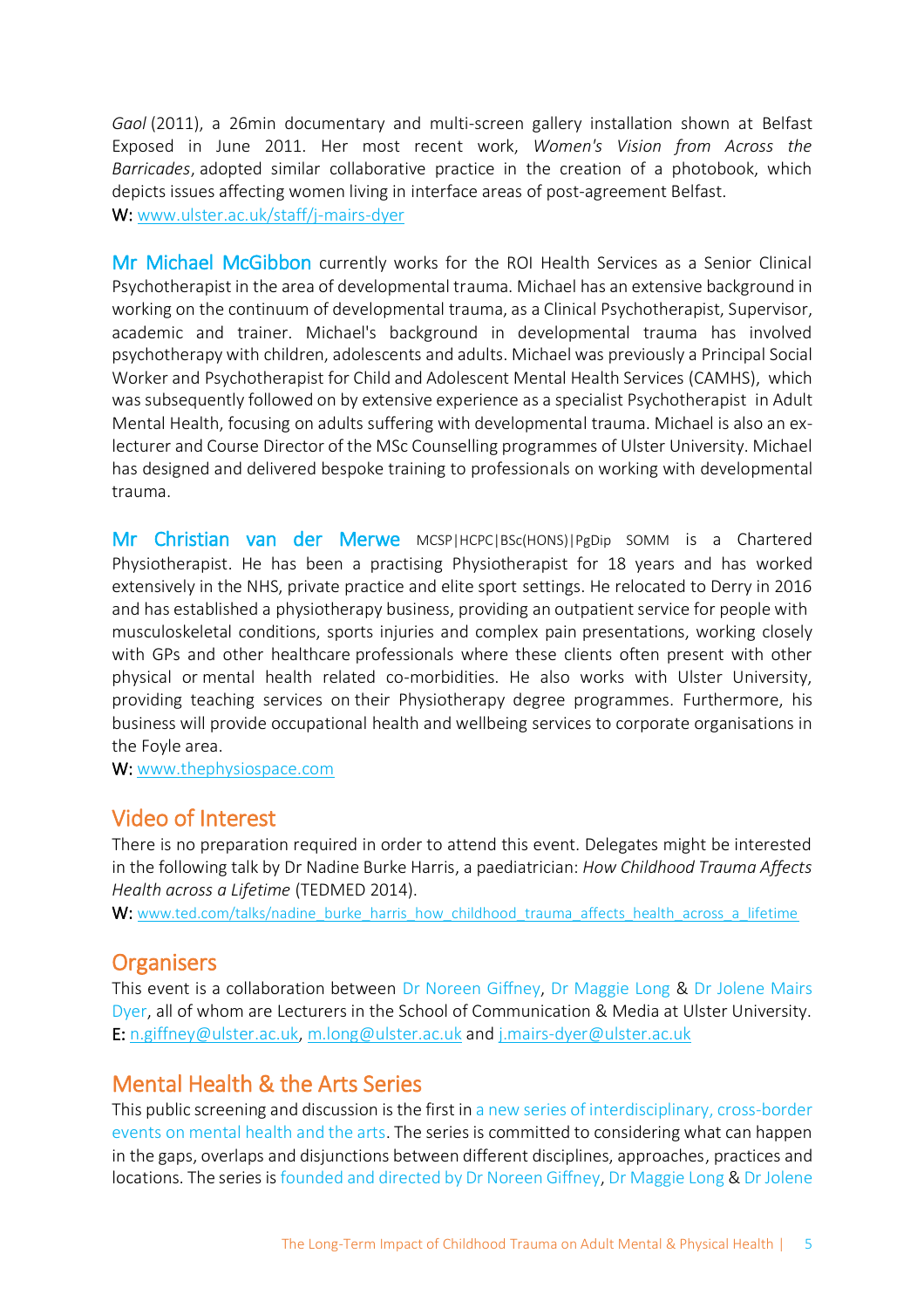*Gaol* (2011), a 26min documentary and multi-screen gallery installation shown at Belfast Exposed in June 2011. Her most recent work, *Women's Vision from Across the Barricades*, adopted similar collaborative practice in the creation of a photobook, which depicts issues affecting women living in interface areas of post-agreement Belfast.
**W:** [www.ulster.ac.uk/staff/j-mairs-dyer](www.ulster.ac.uk/staff/j-mairs-dyer)

Mr Michael McGibbon currently works for the ROI Health Services as a Senior Clinical Psychotherapist in the area of developmental trauma. Michael has an extensive background in working on the continuum of developmental trauma, as a Clinical Psychotherapist, Supervisor, academic and trainer. Michael's background in developmental trauma has involved psychotherapy with children, adolescents and adults. Michael was previously a Principal Social Worker and Psychotherapist for Child and Adolescent Mental Health Services (CAMHS), which was subsequently followed on by extensive experience as a specialist Psychotherapist in Adult Mental Health, focusing on adults suffering with developmental trauma. Michael is also an ex-lecturer and Course Director of the MSc Counselling programmes of Ulster University. Michael has designed and delivered bespoke training to professionals on working with developmental trauma.

Mr Christian van der Merwe MCSP|HCPC|BSc(HONS)|PgDip SOMM is a Chartered Physiotherapist. He has been a practising Physiotherapist for 18 years and has worked extensively in the NHS, private practice and elite sport settings. He relocated to Derry in 2016 and has established a physiotherapy business, providing an outpatient service for people with musculoskeletal conditions, sports injuries and complex pain presentations, working closely with GPs and other healthcare professionals where these clients often present with other physical or mental health related co-morbidities. He also works with Ulster University, providing teaching services on their Physiotherapy degree programmes. Furthermore, his business will provide occupational health and wellbeing services to corporate organisations in the Foyle area.
**W:** [www.thephysiospace.com](www.thephysiospace.com)

## Video of Interest

There is no preparation required in order to attend this event. Delegates might be interested in the following talk by Dr Nadine Burke Harris, a paediatrician: *How Childhood Trauma Affects Health across a Lifetime* (TEDMED 2014).
**W:** [www.ted.com/talks/nadine_burke_harris_how_childhood_trauma_affects_health_across_a_lifetime](www.ted.com/talks/nadine_burke_harris_how_childhood_trauma_affects_health_across_a_lifetime)

## Organisers

This event is a collaboration between Dr Noreen Giffney, Dr Maggie Long & Dr Jolene Mairs Dyer, all of whom are Lecturers in the School of Communication & Media at Ulster University.
**E:** n.giffney@ulster.ac.uk, m.long@ulster.ac.uk and j.mairs-dyer@ulster.ac.uk

## Mental Health & the Arts Series

This public screening and discussion is the first in a new series of interdisciplinary, cross-border events on mental health and the arts. The series is committed to considering what can happen in the gaps, overlaps and disjunctions between different disciplines, approaches, practices and locations. The series is founded and directed by Dr Noreen Giffney, Dr Maggie Long & Dr Jolene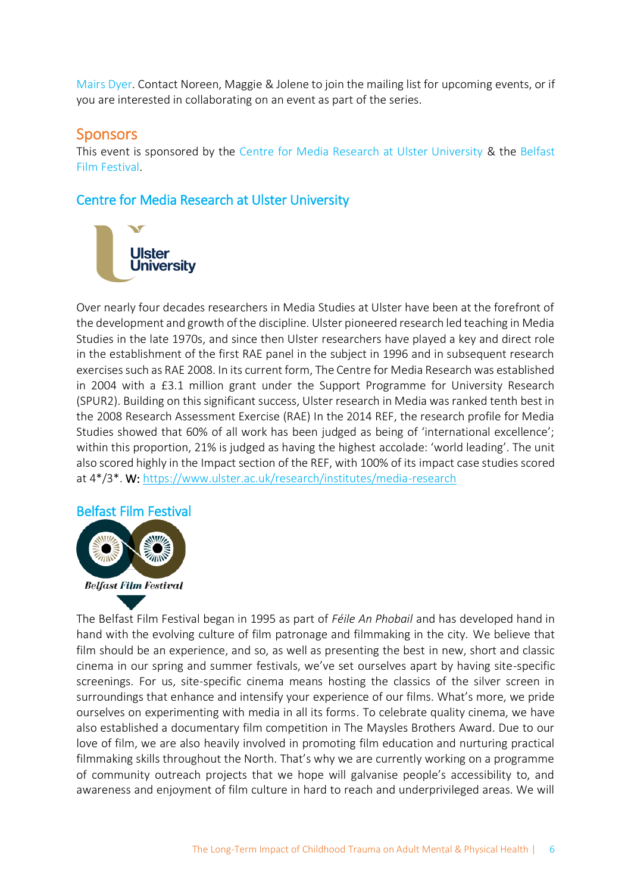Mairs Dyer. Contact Noreen, Maggie & Jolene to join the mailing list for upcoming events, or if you are interested in collaborating on an event as part of the series.

## Sponsors

This event is sponsored by the Centre for Media Research at Ulster University & the Belfast Film Festival.

### Centre for Media Research at Ulster University

Over nearly four decades researchers in Media Studies at Ulster have been at the forefront of the development and growth of the discipline. Ulster pioneered research led teaching in Media Studies in the late 1970s, and since then Ulster researchers have played a key and direct role in the establishment of the first RAE panel in the subject in 1996 and in subsequent research exercises such as RAE 2008. In its current form, The Centre for Media Research was established in 2004 with a £3.1 million grant under the Support Programme for University Research (SPUR2). Building on this significant success, Ulster research in Media was ranked tenth best in the 2008 Research Assessment Exercise (RAE) In the 2014 REF, the research profile for Media Studies showed that 60% of all work has been judged as being of 'international excellence'; within this proportion, 21% is judged as having the highest accolade: 'world leading'. The unit also scored highly in the Impact section of the REF, with 100% of its impact case studies scored at 4*/3*. **W:** https://www.ulster.ac.uk/research/institutes/media-research

### Belfast Film Festival

The Belfast Film Festival began in 1995 as part of *Féile An Phobail* and has developed hand in hand with the evolving culture of film patronage and filmmaking in the city. We believe that film should be an experience, and so, as well as presenting the best in new, short and classic cinema in our spring and summer festivals, we've set ourselves apart by having site-specific screenings. For us, site-specific cinema means hosting the classics of the silver screen in surroundings that enhance and intensify your experience of our films. What's more, we pride ourselves on experimenting with media in all its forms. To celebrate quality cinema, we have also established a documentary film competition in The Maysles Brothers Award. Due to our love of film, we are also heavily involved in promoting film education and nurturing practical filmmaking skills throughout the North. That's why we are currently working on a programme of community outreach projects that we hope will galvanise people's accessibility to, and awareness and enjoyment of film culture in hard to reach and underprivileged areas. We will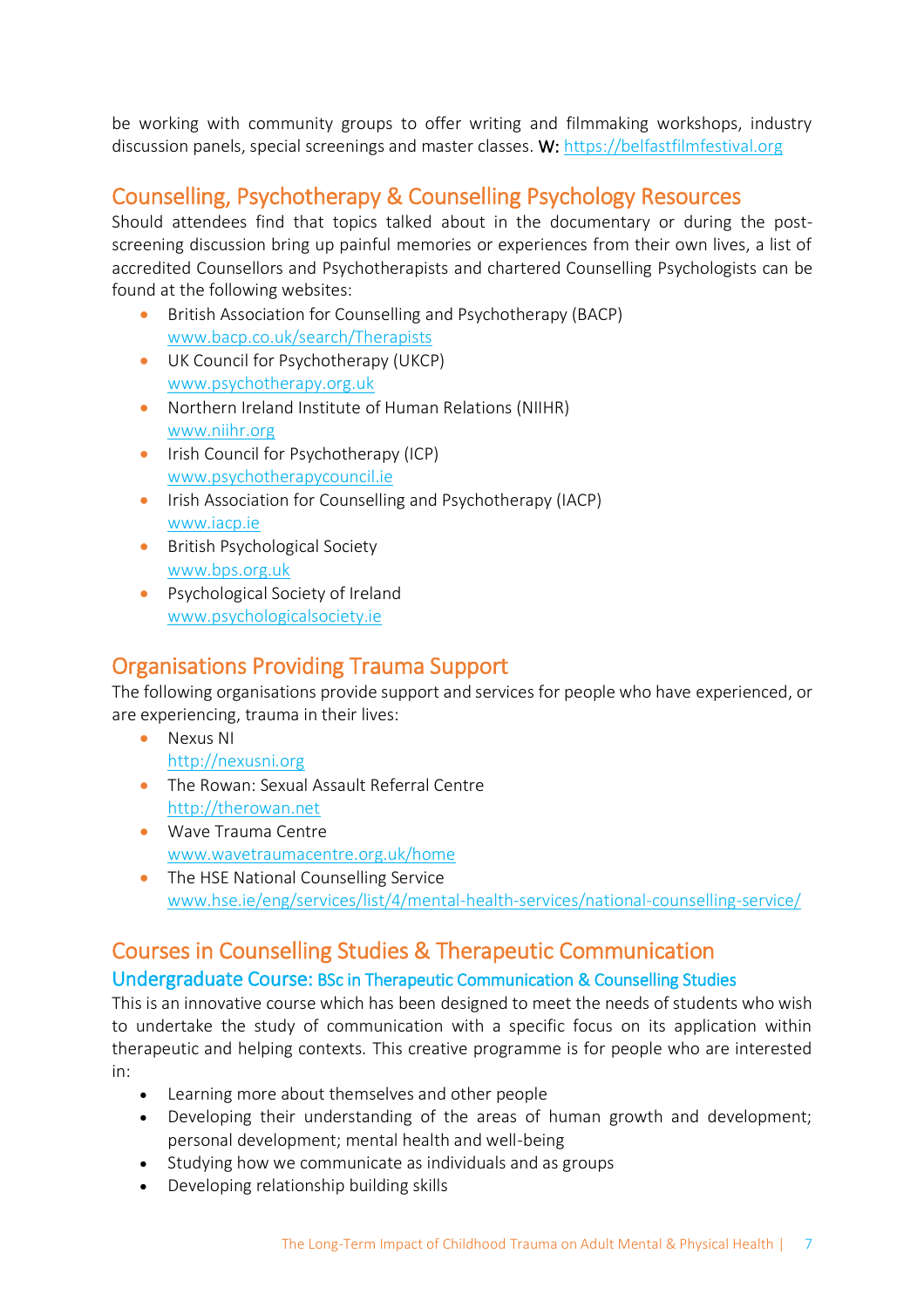be working with community groups to offer writing and filmmaking workshops, industry discussion panels, special screenings and master classes. **W:** https://belfastfilmfestival.org

## Counselling, Psychotherapy & Counselling Psychology Resources

Should attendees find that topics talked about in the documentary or during the post-screening discussion bring up painful memories or experiences from their own lives, a list of accredited Counsellors and Psychotherapists and chartered Counselling Psychologists can be found at the following websites:

- British Association for Counselling and Psychotherapy (BACP)
  www.bacp.co.uk/search/Therapists
- UK Council for Psychotherapy (UKCP)
  www.psychotherapy.org.uk
- Northern Ireland Institute of Human Relations (NIIHR)
  www.niihr.org
- Irish Council for Psychotherapy (ICP)
  www.psychotherapycouncil.ie
- Irish Association for Counselling and Psychotherapy (IACP)
  www.iacp.ie
- British Psychological Society
  www.bps.org.uk
- Psychological Society of Ireland
  www.psychologicalsociety.ie

## Organisations Providing Trauma Support

The following organisations provide support and services for people who have experienced, or are experiencing, trauma in their lives:

- Nexus NI
  http://nexusni.org
- The Rowan: Sexual Assault Referral Centre
  http://therowan.net
- Wave Trauma Centre
  www.wavetraumacentre.org.uk/home
- The HSE National Counselling Service
  www.hse.ie/eng/services/list/4/mental-health-services/national-counselling-service/

## Courses in Counselling Studies & Therapeutic Communication

### Undergraduate Course: BSc in Therapeutic Communication & Counselling Studies

This is an innovative course which has been designed to meet the needs of students who wish to undertake the study of communication with a specific focus on its application within therapeutic and helping contexts. This creative programme is for people who are interested in:

- Learning more about themselves and other people
- Developing their understanding of the areas of human growth and development; personal development; mental health and well-being
- Studying how we communicate as individuals and as groups
- Developing relationship building skills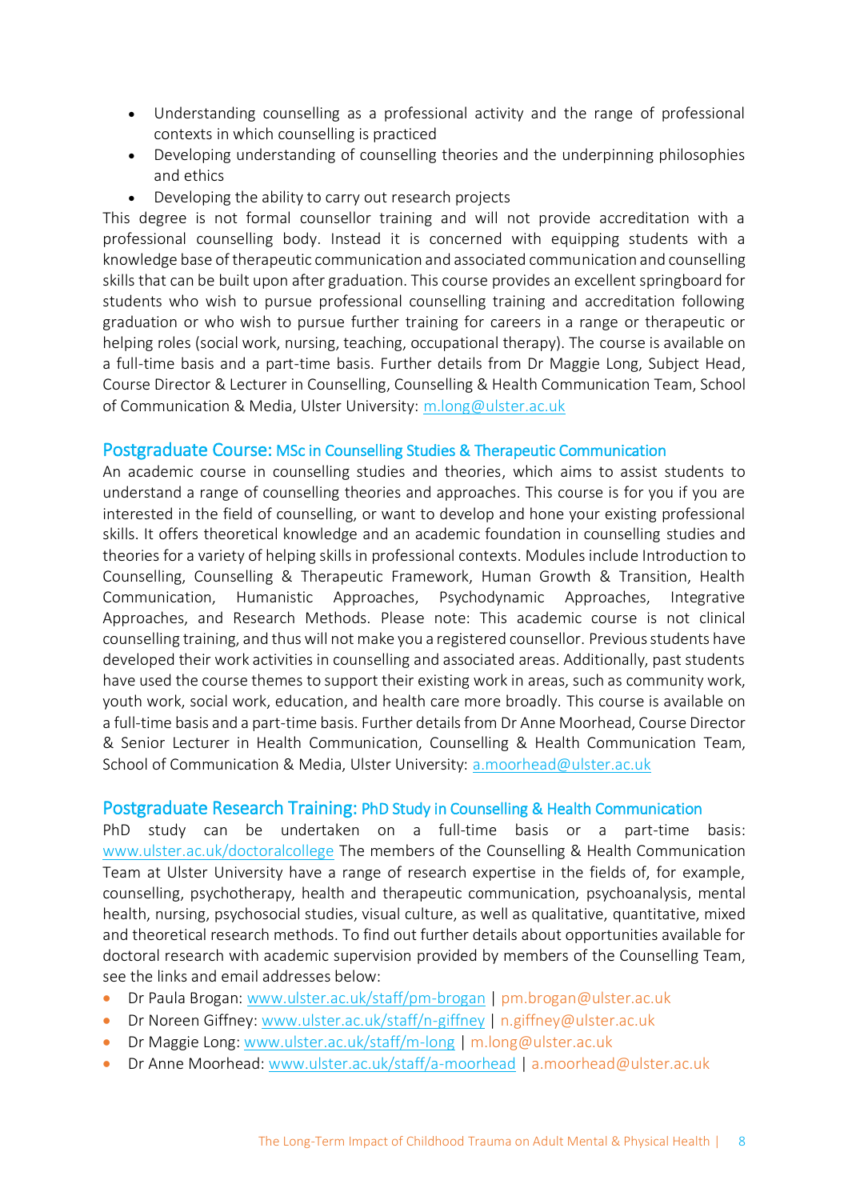- Understanding counselling as a professional activity and the range of professional contexts in which counselling is practiced
- Developing understanding of counselling theories and the underpinning philosophies and ethics
- Developing the ability to carry out research projects

This degree is not formal counsellor training and will not provide accreditation with a professional counselling body. Instead it is concerned with equipping students with a knowledge base of therapeutic communication and associated communication and counselling skills that can be built upon after graduation. This course provides an excellent springboard for students who wish to pursue professional counselling training and accreditation following graduation or who wish to pursue further training for careers in a range or therapeutic or helping roles (social work, nursing, teaching, occupational therapy). The course is available on a full-time basis and a part-time basis. Further details from Dr Maggie Long, Subject Head, Course Director & Lecturer in Counselling, Counselling & Health Communication Team, School of Communication & Media, Ulster University: m.long@ulster.ac.uk

## Postgraduate Course: MSc in Counselling Studies & Therapeutic Communication

An academic course in counselling studies and theories, which aims to assist students to understand a range of counselling theories and approaches. This course is for you if you are interested in the field of counselling, or want to develop and hone your existing professional skills. It offers theoretical knowledge and an academic foundation in counselling studies and theories for a variety of helping skills in professional contexts. Modules include Introduction to Counselling, Counselling & Therapeutic Framework, Human Growth & Transition, Health Communication, Humanistic Approaches, Psychodynamic Approaches, Integrative Approaches, and Research Methods. Please note: This academic course is not clinical counselling training, and thus will not make you a registered counsellor. Previous students have developed their work activities in counselling and associated areas. Additionally, past students have used the course themes to support their existing work in areas, such as community work, youth work, social work, education, and health care more broadly. This course is available on a full-time basis and a part-time basis. Further details from Dr Anne Moorhead, Course Director & Senior Lecturer in Health Communication, Counselling & Health Communication Team, School of Communication & Media, Ulster University: a.moorhead@ulster.ac.uk

## Postgraduate Research Training: PhD Study in Counselling & Health Communication

PhD study can be undertaken on a full-time basis or a part-time basis: www.ulster.ac.uk/doctoralcollege The members of the Counselling & Health Communication Team at Ulster University have a range of research expertise in the fields of, for example, counselling, psychotherapy, health and therapeutic communication, psychoanalysis, mental health, nursing, psychosocial studies, visual culture, as well as qualitative, quantitative, mixed and theoretical research methods. To find out further details about opportunities available for doctoral research with academic supervision provided by members of the Counselling Team, see the links and email addresses below:

- Dr Paula Brogan: www.ulster.ac.uk/staff/pm-brogan | pm.brogan@ulster.ac.uk
- Dr Noreen Giffney: www.ulster.ac.uk/staff/n-giffney | n.giffney@ulster.ac.uk
- Dr Maggie Long: www.ulster.ac.uk/staff/m-long | m.long@ulster.ac.uk
- Dr Anne Moorhead: www.ulster.ac.uk/staff/a-moorhead | a.moorhead@ulster.ac.uk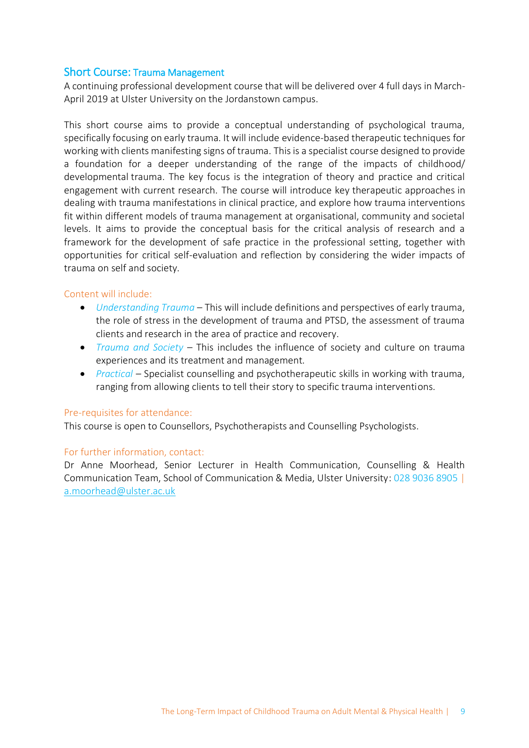## Short Course: Trauma Management

A continuing professional development course that will be delivered over 4 full days in March-April 2019 at Ulster University on the Jordanstown campus.

This short course aims to provide a conceptual understanding of psychological trauma, specifically focusing on early trauma. It will include evidence-based therapeutic techniques for working with clients manifesting signs of trauma. This is a specialist course designed to provide a foundation for a deeper understanding of the range of the impacts of childhood/ developmental trauma. The key focus is the integration of theory and practice and critical engagement with current research. The course will introduce key therapeutic approaches in dealing with trauma manifestations in clinical practice, and explore how trauma interventions fit within different models of trauma management at organisational, community and societal levels. It aims to provide the conceptual basis for the critical analysis of research and a framework for the development of safe practice in the professional setting, together with opportunities for critical self-evaluation and reflection by considering the wider impacts of trauma on self and society.

### Content will include:

- *Understanding Trauma* – This will include definitions and perspectives of early trauma, the role of stress in the development of trauma and PTSD, the assessment of trauma clients and research in the area of practice and recovery.
- *Trauma and Society* – This includes the influence of society and culture on trauma experiences and its treatment and management.
- *Practical* – Specialist counselling and psychotherapeutic skills in working with trauma, ranging from allowing clients to tell their story to specific trauma interventions.

### Pre-requisites for attendance:

This course is open to Counsellors, Psychotherapists and Counselling Psychologists.

### For further information, contact:

Dr Anne Moorhead, Senior Lecturer in Health Communication, Counselling & Health Communication Team, School of Communication & Media, Ulster University: 028 9036 8905 | a.moorhead@ulster.ac.uk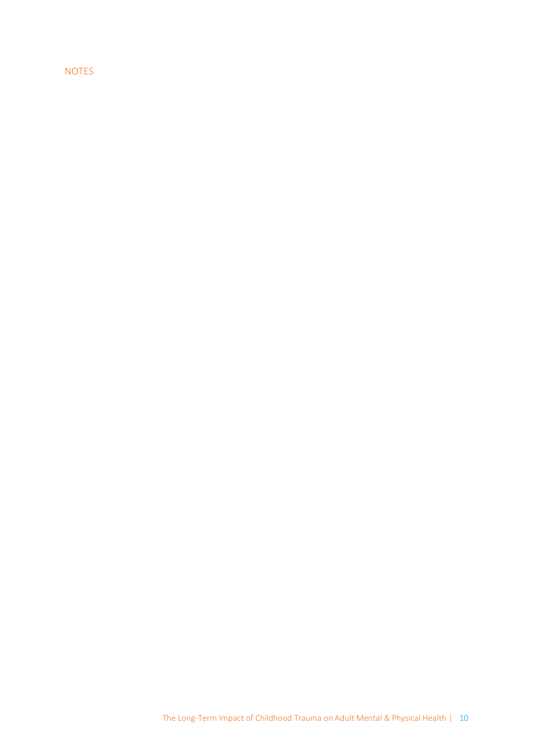NOTES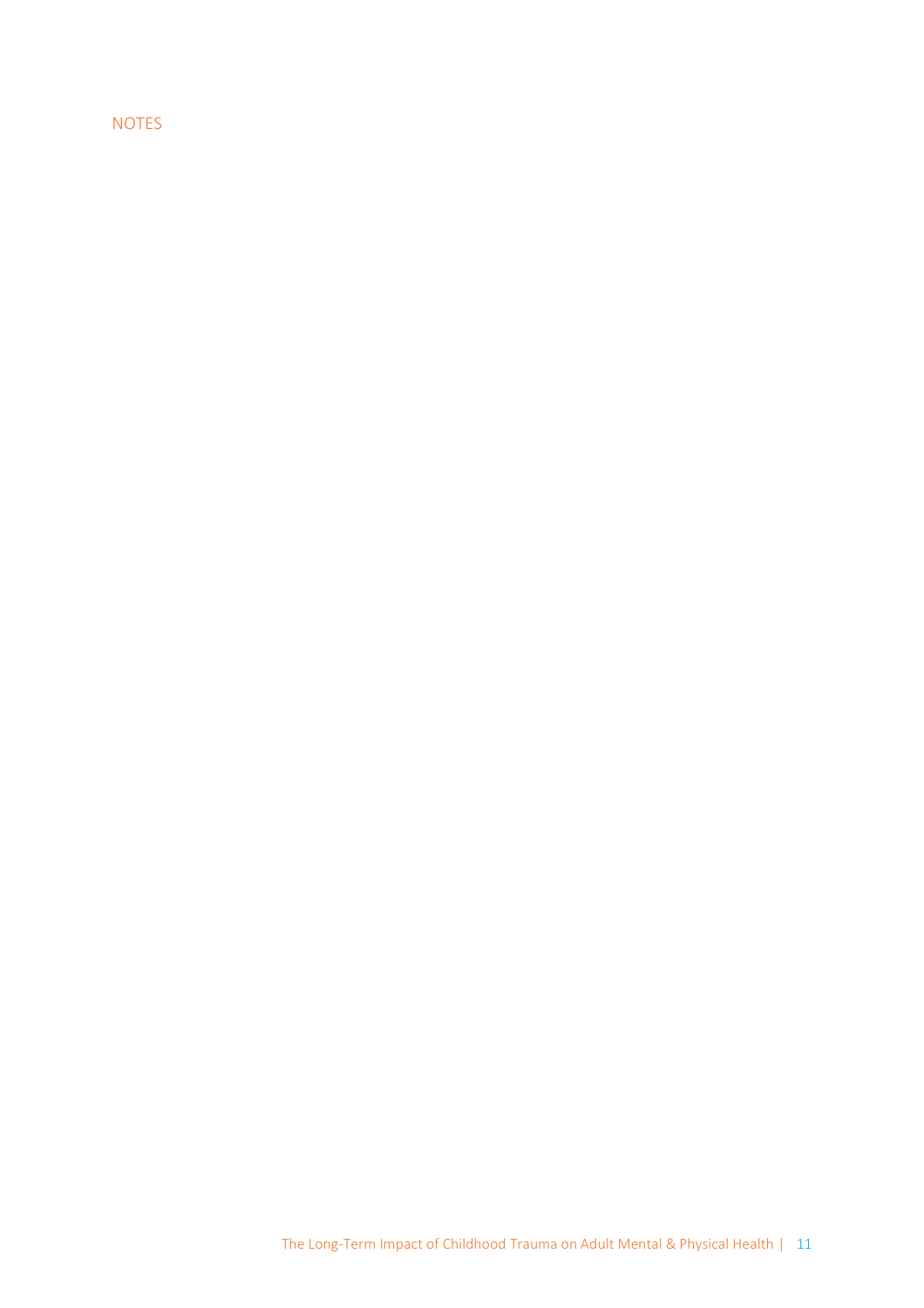NOTES